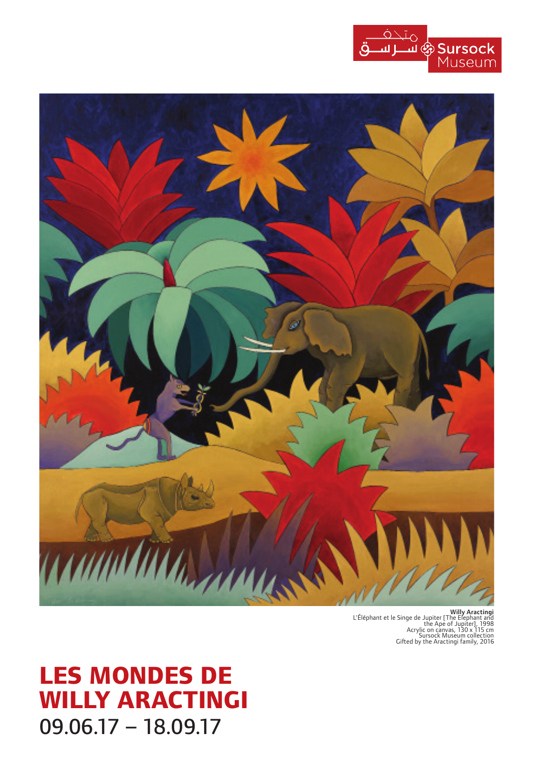متحف سرسق Sursock Museum

**Willy Aractingi**
L'Éléphant et le Singe de Jupiter [The Elephant and the Ape of Jupiter], 1998
Acrylic on canvas, 130 x 115 cm
Sursock Museum collection
Gifted by the Aractingi family, 2016

# LES MONDES DE WILLY ARACTINGI

09.06.17 – 18.09.17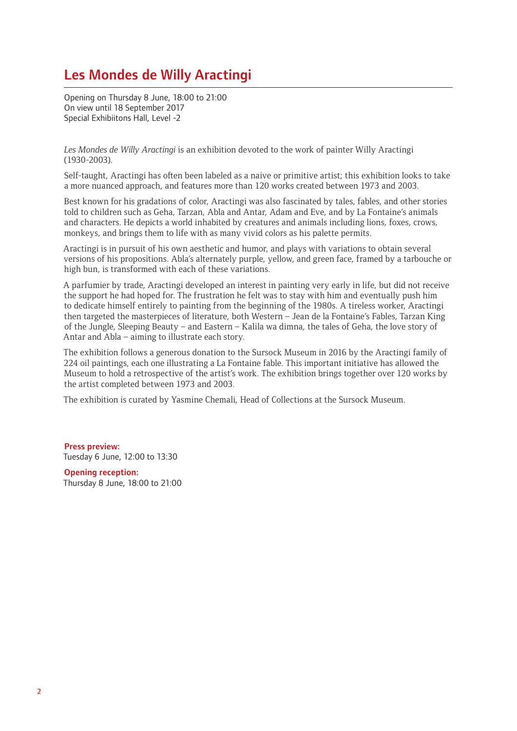# Les Mondes de Willy Aractingi

Opening on Thursday 8 June, 18:00 to 21:00
On view until 18 September 2017
Special Exhibiitons Hall, Level -2

*Les Mondes de Willy Aractingi* is an exhibition devoted to the work of painter Willy Aractingi (1930-2003).

Self-taught, Aractingi has often been labeled as a naive or primitive artist; this exhibition looks to take a more nuanced approach, and features more than 120 works created between 1973 and 2003.

Best known for his gradations of color, Aractingi was also fascinated by tales, fables, and other stories told to children such as Geha, Tarzan, Abla and Antar, Adam and Eve, and by La Fontaine's animals and characters. He depicts a world inhabited by creatures and animals including lions, foxes, crows, monkeys, and brings them to life with as many vivid colors as his palette permits.

Aractingi is in pursuit of his own aesthetic and humor, and plays with variations to obtain several versions of his propositions. Abla's alternately purple, yellow, and green face, framed by a tarbouche or high bun, is transformed with each of these variations.

A parfumier by trade, Aractingi developed an interest in painting very early in life, but did not receive the support he had hoped for. The frustration he felt was to stay with him and eventually push him to dedicate himself entirely to painting from the beginning of the 1980s. A tireless worker, Aractingi then targeted the masterpieces of literature, both Western – Jean de la Fontaine's Fables, Tarzan King of the Jungle, Sleeping Beauty – and Eastern – Kalila wa dimna, the tales of Geha, the love story of Antar and Abla – aiming to illustrate each story.

The exhibition follows a generous donation to the Sursock Museum in 2016 by the Aractingi family of 224 oil paintings, each one illustrating a La Fontaine fable. This important initiative has allowed the Museum to hold a retrospective of the artist's work. The exhibition brings together over 120 works by the artist completed between 1973 and 2003.

The exhibition is curated by Yasmine Chemali, Head of Collections at the Sursock Museum.

**Press preview:**
Tuesday 6 June, 12:00 to 13:30

**Opening reception:**
Thursday 8 June, 18:00 to 21:00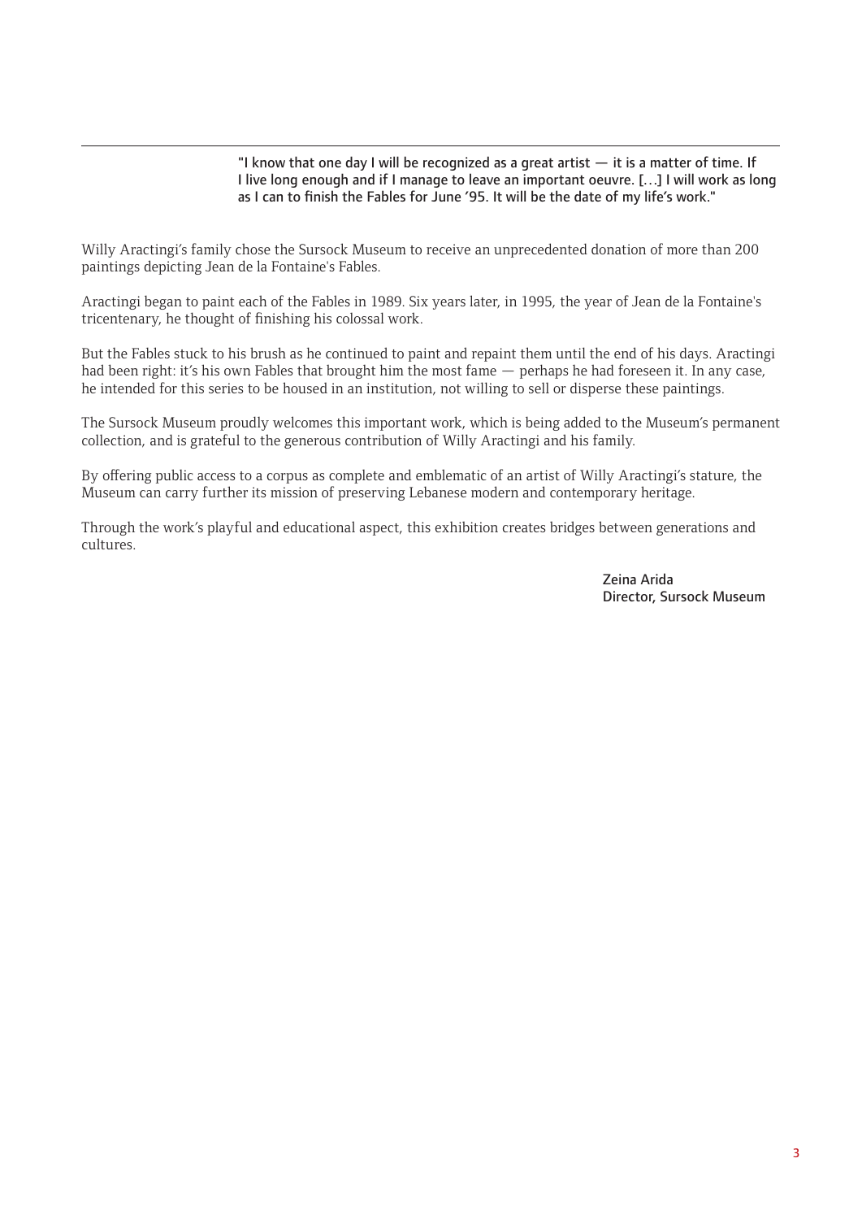> "I know that one day I will be recognized as a great artist — it is a matter of time. If I live long enough and if I manage to leave an important oeuvre. […] I will work as long as I can to finish the Fables for June '95. It will be the date of my life's work."

Willy Aractingi's family chose the Sursock Museum to receive an unprecedented donation of more than 200 paintings depicting Jean de la Fontaine's Fables.

Aractingi began to paint each of the Fables in 1989. Six years later, in 1995, the year of Jean de la Fontaine's tricentenary, he thought of finishing his colossal work.

But the Fables stuck to his brush as he continued to paint and repaint them until the end of his days. Aractingi had been right: it's his own Fables that brought him the most fame — perhaps he had foreseen it. In any case, he intended for this series to be housed in an institution, not willing to sell or disperse these paintings.

The Sursock Museum proudly welcomes this important work, which is being added to the Museum's permanent collection, and is grateful to the generous contribution of Willy Aractingi and his family.

By offering public access to a corpus as complete and emblematic of an artist of Willy Aractingi's stature, the Museum can carry further its mission of preserving Lebanese modern and contemporary heritage.

Through the work's playful and educational aspect, this exhibition creates bridges between generations and cultures.

Zeina Arida
Director, Sursock Museum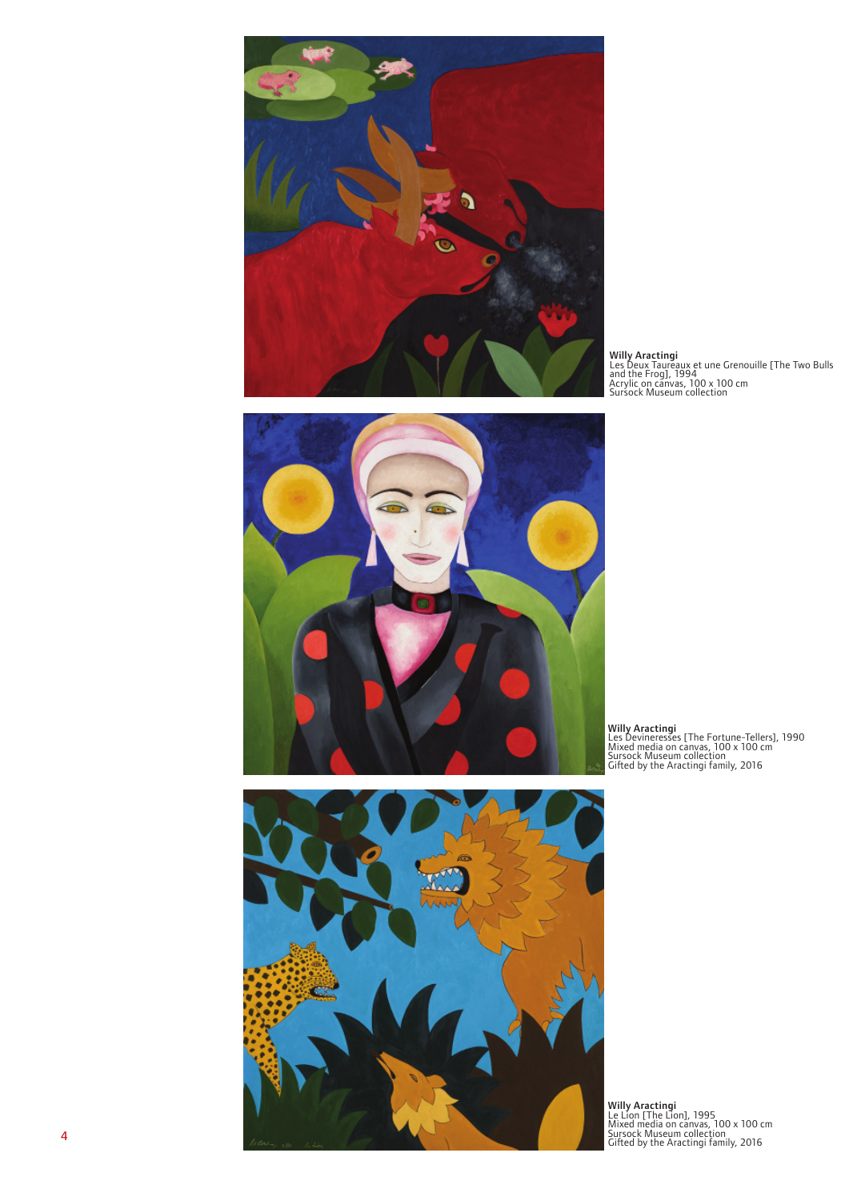**Willy Aractingi**
Les Deux Taureaux et une Grenouille [The Two Bulls and the Frog], 1994
Acrylic on canvas, 100 x 100 cm
Sursock Museum collection

**Willy Aractingi**
Les Devineresses [The Fortune-Tellers], 1990
Mixed media on canvas, 100 x 100 cm
Sursock Museum collection
Gifted by the Aractingi family, 2016

**Willy Aractingi**
Le Lion [The Lion], 1995
Mixed media on canvas, 100 x 100 cm
Sursock Museum collection
Gifted by the Aractingi family, 2016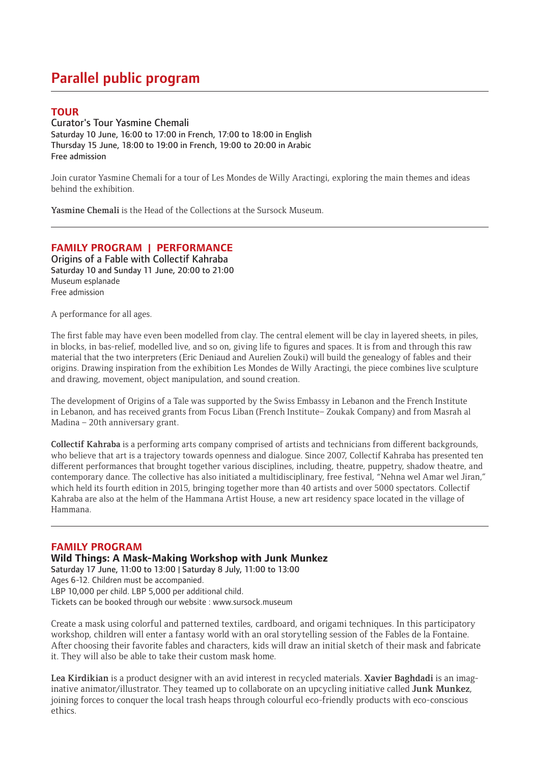# Parallel public program

## TOUR

**Curator's Tour Yasmine Chemali**
Saturday 10 June, 16:00 to 17:00 in French, 17:00 to 18:00 in English
Thursday 15 June, 18:00 to 19:00 in French, 19:00 to 20:00 in Arabic
Free admission

Join curator Yasmine Chemali for a tour of Les Mondes de Willy Aractingi, exploring the main themes and ideas behind the exhibition.

Yasmine Chemali is the Head of the Collections at the Sursock Museum.

---

## FAMILY PROGRAM | PERFORMANCE

**Origins of a Fable with Collectif Kahraba**
Saturday 10 and Sunday 11 June, 20:00 to 21:00
Museum esplanade
Free admission

A performance for all ages.

The first fable may have even been modelled from clay. The central element will be clay in layered sheets, in piles, in blocks, in bas-relief, modelled live, and so on, giving life to figures and spaces. It is from and through this raw material that the two interpreters (Eric Deniaud and Aurelien Zouki) will build the genealogy of fables and their origins. Drawing inspiration from the exhibition Les Mondes de Willy Aractingi, the piece combines live sculpture and drawing, movement, object manipulation, and sound creation.

The development of Origins of a Tale was supported by the Swiss Embassy in Lebanon and the French Institute in Lebanon, and has received grants from Focus Liban (French Institute– Zoukak Company) and from Masrah al Madina – 20th anniversary grant.

Collectif Kahraba is a performing arts company comprised of artists and technicians from different backgrounds, who believe that art is a trajectory towards openness and dialogue. Since 2007, Collectif Kahraba has presented ten different performances that brought together various disciplines, including, theatre, puppetry, shadow theatre, and contemporary dance. The collective has also initiated a multidisciplinary, free festival, "Nehna wel Amar wel Jiran," which held its fourth edition in 2015, bringing together more than 40 artists and over 5000 spectators. Collectif Kahraba are also at the helm of the Hammana Artist House, a new art residency space located in the village of Hammana.

---

## FAMILY PROGRAM

**Wild Things: A Mask-Making Workshop with Junk Munkez**
Saturday 17 June, 11:00 to 13:00 | Saturday 8 July, 11:00 to 13:00
Ages 6-12. Children must be accompanied.
LBP 10,000 per child. LBP 5,000 per additional child.
Tickets can be booked through our website : www.sursock.museum

Create a mask using colorful and patterned textiles, cardboard, and origami techniques. In this participatory workshop, children will enter a fantasy world with an oral storytelling session of the Fables de la Fontaine. After choosing their favorite fables and characters, kids will draw an initial sketch of their mask and fabricate it. They will also be able to take their custom mask home.

Lea Kirdikian is a product designer with an avid interest in recycled materials. Xavier Baghdadi is an imaginative animator/illustrator. They teamed up to collaborate on an upcycling initiative called Junk Munkez, joining forces to conquer the local trash heaps through colourful eco-friendly products with eco-conscious ethics.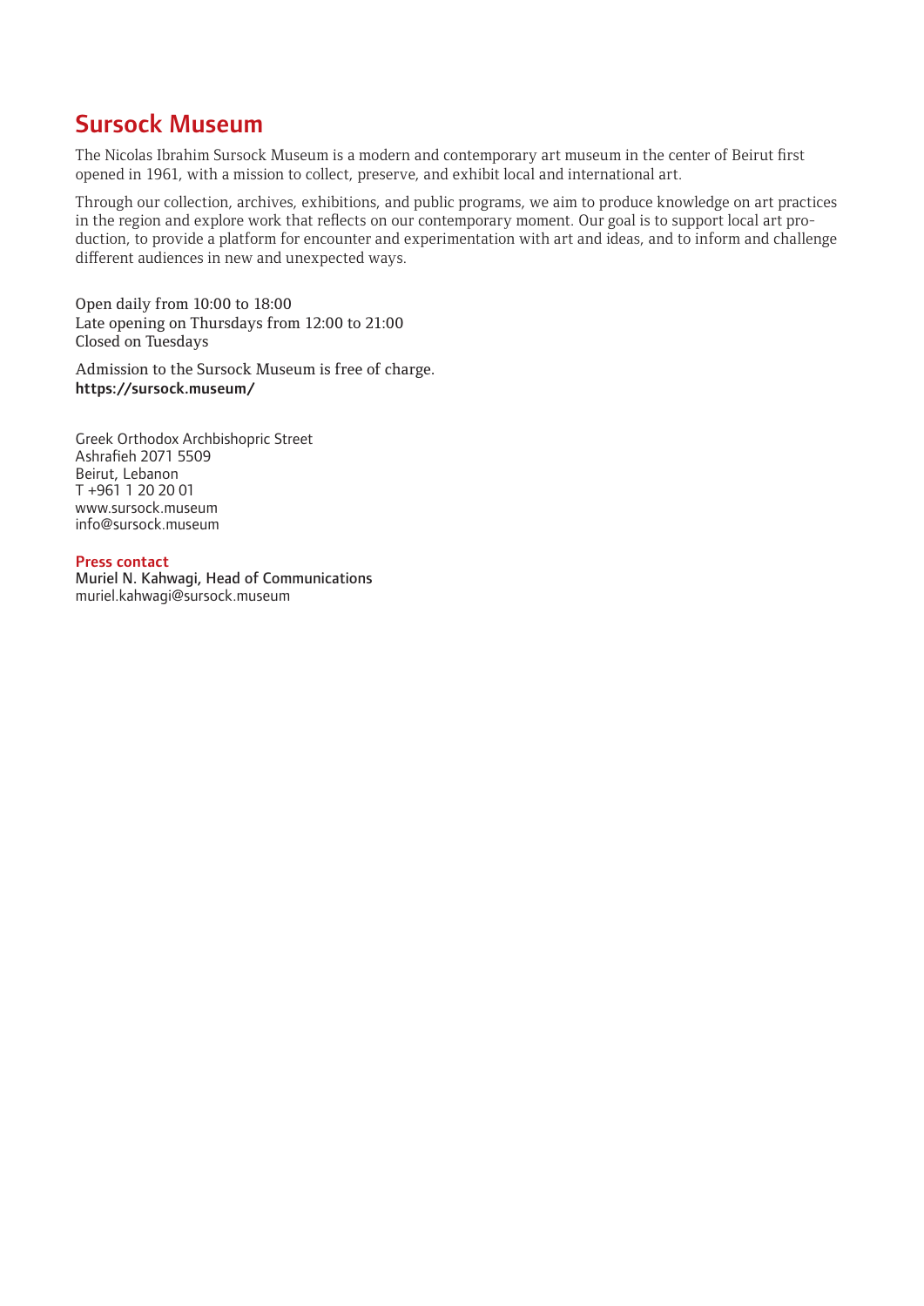## Sursock Museum

The Nicolas Ibrahim Sursock Museum is a modern and contemporary art museum in the center of Beirut first opened in 1961, with a mission to collect, preserve, and exhibit local and international art.

Through our collection, archives, exhibitions, and public programs, we aim to produce knowledge on art practices in the region and explore work that reflects on our contemporary moment. Our goal is to support local art production, to provide a platform for encounter and experimentation with art and ideas, and to inform and challenge different audiences in new and unexpected ways.

Open daily from 10:00 to 18:00
Late opening on Thursdays from 12:00 to 21:00
Closed on Tuesdays

Admission to the Sursock Museum is free of charge.
**https://sursock.museum/**

Greek Orthodox Archbishopric Street
Ashrafieh 2071 5509
Beirut, Lebanon
T +961 1 20 20 01
www.sursock.museum
info@sursock.museum

**Press contact**
Muriel N. Kahwagi, Head of Communications
muriel.kahwagi@sursock.museum